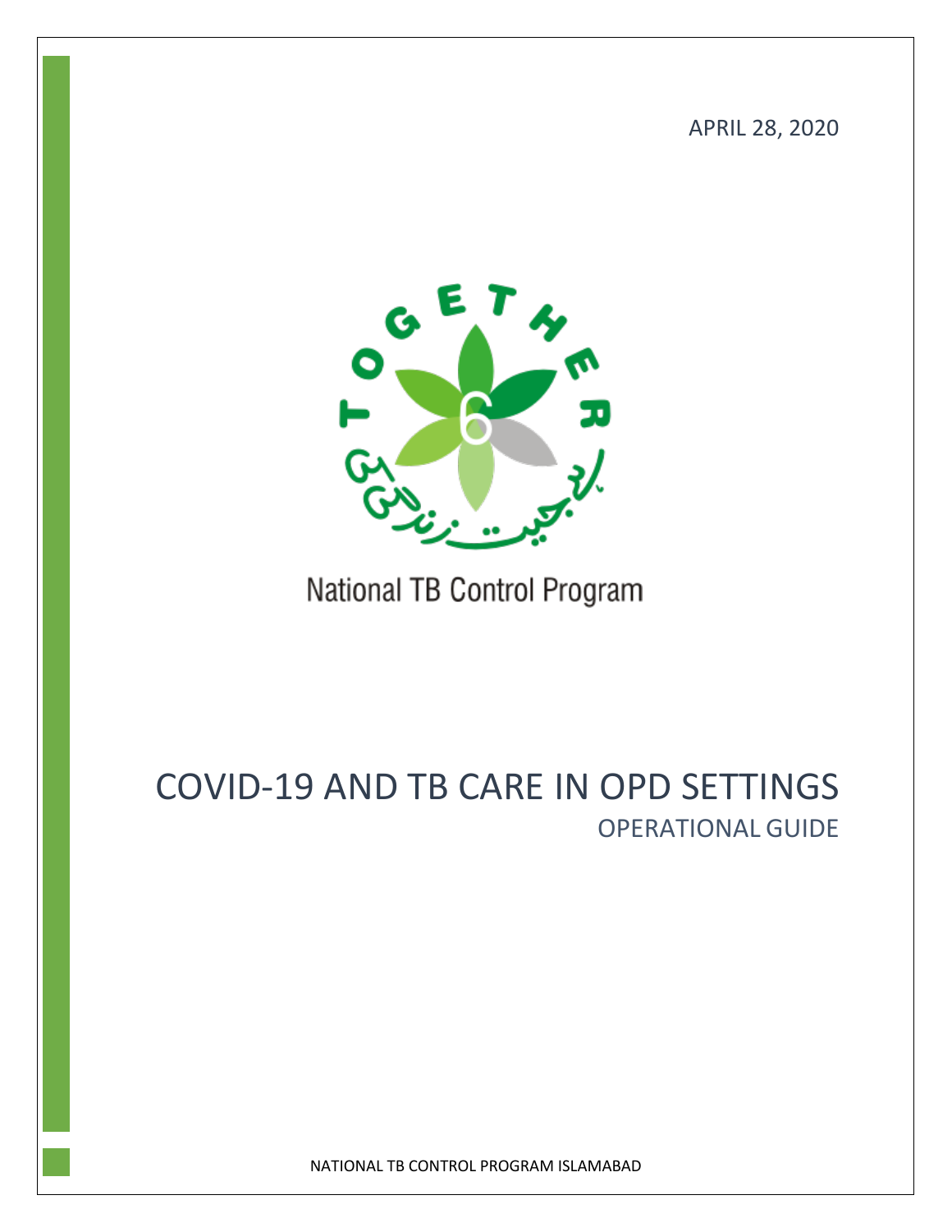APRIL 28, 2020

National TB Control Program

# COVID-19 AND TB CARE IN OPD SETTINGS

## OPERATIONAL GUIDE

NATIONAL TB CONTROL PROGRAM ISLAMABAD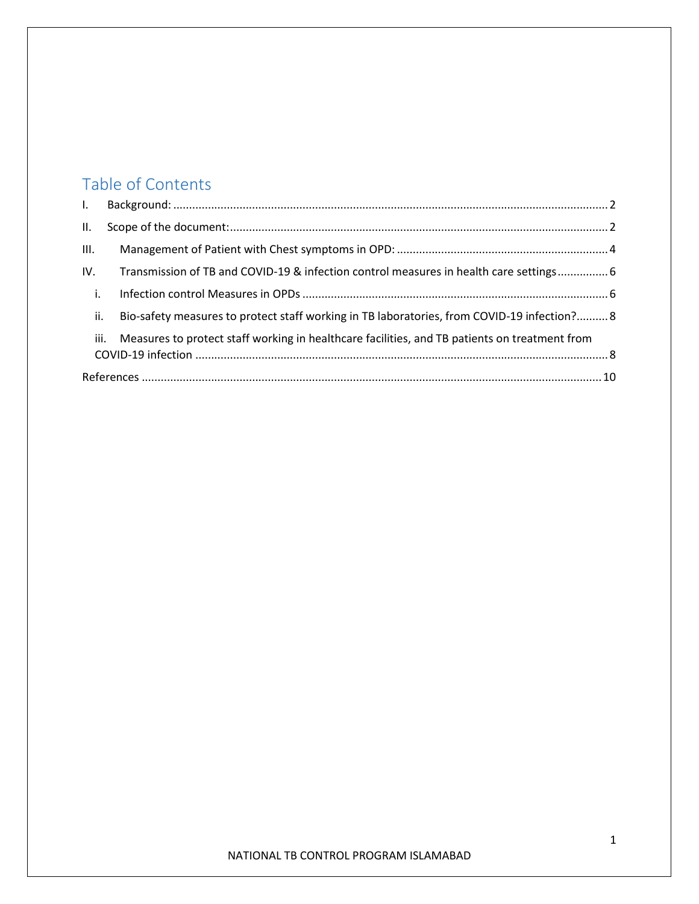# Table of Contents

I. Background: ........................................................ 2

II. Scope of the document: ........................................................ 2

III. Management of Patient with Chest symptoms in OPD: ........................................................ 4

IV. Transmission of TB and COVID-19 & infection control measures in health care settings ........................................................ 6

  i. Infection control Measures in OPDs ........................................................ 6

  ii. Bio-safety measures to protect staff working in TB laboratories, from COVID-19 infection? ........................................................ 8

  iii. Measures to protect staff working in healthcare facilities, and TB patients on treatment from COVID-19 infection ........................................................ 8

References ........................................................ 10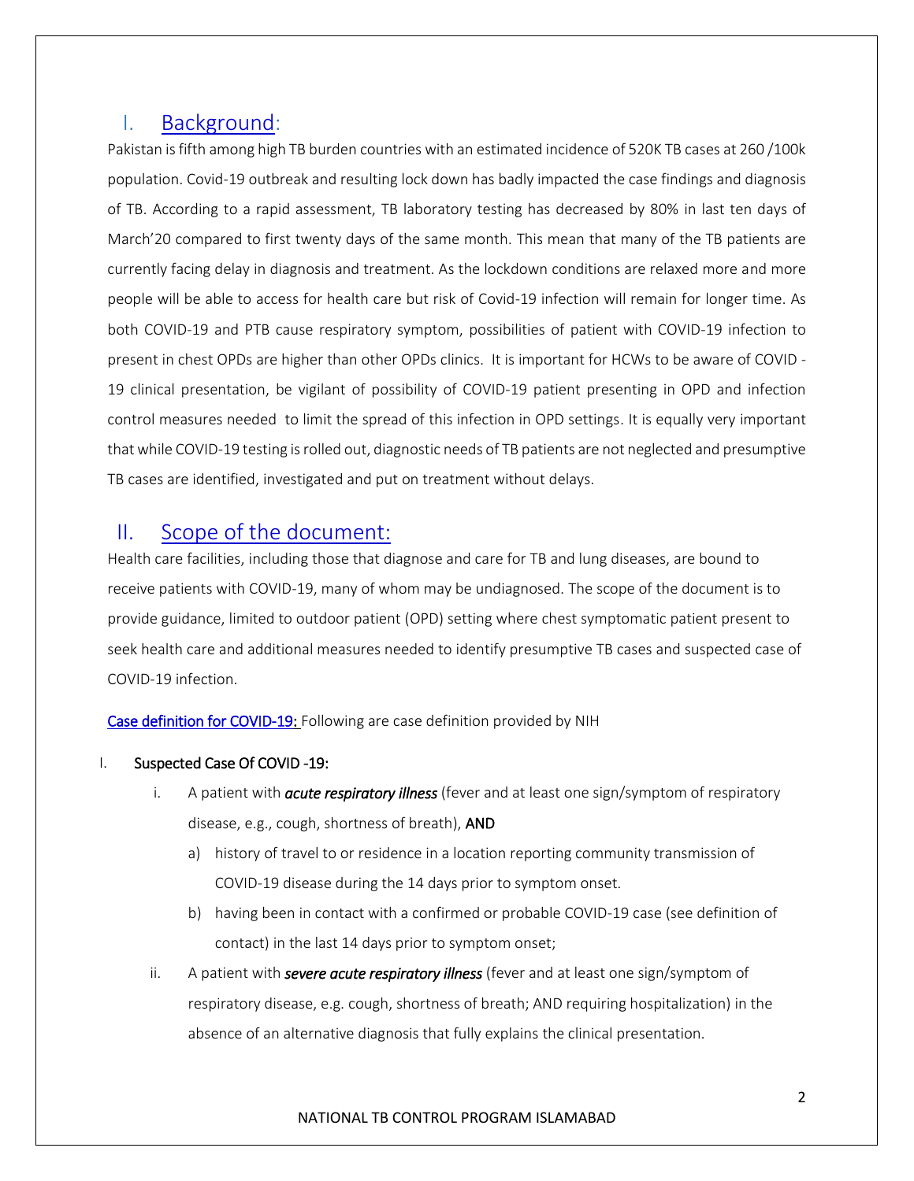## I. Background:

Pakistan is fifth among high TB burden countries with an estimated incidence of 520K TB cases at 260 /100k population. Covid-19 outbreak and resulting lock down has badly impacted the case findings and diagnosis of TB. According to a rapid assessment, TB laboratory testing has decreased by 80% in last ten days of March'20 compared to first twenty days of the same month. This mean that many of the TB patients are currently facing delay in diagnosis and treatment. As the lockdown conditions are relaxed more and more people will be able to access for health care but risk of Covid-19 infection will remain for longer time. As both COVID-19 and PTB cause respiratory symptom, possibilities of patient with COVID-19 infection to present in chest OPDs are higher than other OPDs clinics. It is important for HCWs to be aware of COVID -19 clinical presentation, be vigilant of possibility of COVID-19 patient presenting in OPD and infection control measures needed to limit the spread of this infection in OPD settings. It is equally very important that while COVID-19 testing is rolled out, diagnostic needs of TB patients are not neglected and presumptive TB cases are identified, investigated and put on treatment without delays.

## II. Scope of the document:

Health care facilities, including those that diagnose and care for TB and lung diseases, are bound to receive patients with COVID-19, many of whom may be undiagnosed. The scope of the document is to provide guidance, limited to outdoor patient (OPD) setting where chest symptomatic patient present to seek health care and additional measures needed to identify presumptive TB cases and suspected case of COVID-19 infection.

**Case definition for COVID-19:** Following are case definition provided by NIH

I. **Suspected Case Of COVID -19:**

   i. A patient with ***acute respiratory illness*** (fever and at least one sign/symptom of respiratory disease, e.g., cough, shortness of breath), **AND**

      a) history of travel to or residence in a location reporting community transmission of COVID-19 disease during the 14 days prior to symptom onset.

      b) having been in contact with a confirmed or probable COVID-19 case (see definition of contact) in the last 14 days prior to symptom onset;

   ii. A patient with ***severe acute respiratory illness*** (fever and at least one sign/symptom of respiratory disease, e.g. cough, shortness of breath; AND requiring hospitalization) in the absence of an alternative diagnosis that fully explains the clinical presentation.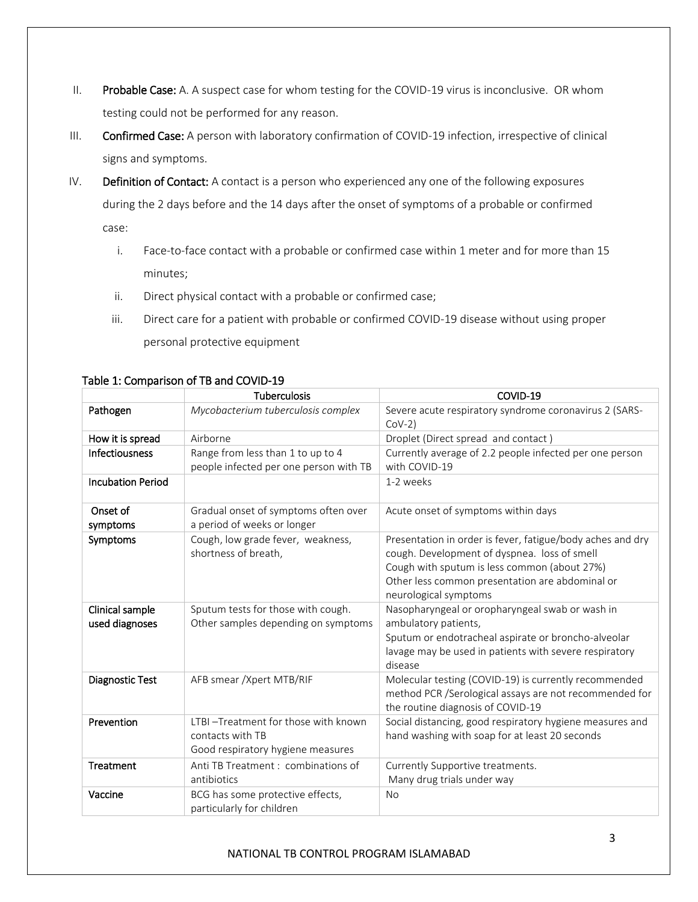II. **Probable Case:** A. A suspect case for whom testing for the COVID-19 virus is inconclusive. OR whom testing could not be performed for any reason.

III. **Confirmed Case:** A person with laboratory confirmation of COVID-19 infection, irrespective of clinical signs and symptoms.

IV. **Definition of Contact:** A contact is a person who experienced any one of the following exposures during the 2 days before and the 14 days after the onset of symptoms of a probable or confirmed case:

   i. Face-to-face contact with a probable or confirmed case within 1 meter and for more than 15 minutes;

   ii. Direct physical contact with a probable or confirmed case;

   iii. Direct care for a patient with probable or confirmed COVID-19 disease without using proper personal protective equipment

**Table 1: Comparison of TB and COVID-19**

| | **Tuberculosis** | **COVID-19** |
|---|---|---|
| **Pathogen** | *Mycobacterium tuberculosis complex* | Severe acute respiratory syndrome coronavirus 2 (SARS-CoV-2) |
| **How it is spread** | Airborne | Droplet (Direct spread and contact ) |
| **Infectiousness** | Range from less than 1 to up to 4 people infected per one person with TB | Currently average of 2.2 people infected per one person with COVID-19 |
| **Incubation Period** | | 1-2 weeks |
| **Onset of symptoms** | Gradual onset of symptoms often over a period of weeks or longer | Acute onset of symptoms within days |
| **Symptoms** | Cough, low grade fever, weakness, shortness of breath, | Presentation in order is fever, fatigue/body aches and dry cough. Development of dyspnea. loss of smell<br>Cough with sputum is less common (about 27%)<br>Other less common presentation are abdominal or neurological symptoms |
| **Clinical sample used diagnoses** | Sputum tests for those with cough.<br>Other samples depending on symptoms | Nasopharyngeal or oropharyngeal swab or wash in ambulatory patients,<br>Sputum or endotracheal aspirate or broncho-alveolar lavage may be used in patients with severe respiratory disease |
| **Diagnostic Test** | AFB smear /Xpert MTB/RIF | Molecular testing (COVID-19) is currently recommended method PCR /Serological assays are not recommended for the routine diagnosis of COVID-19 |
| **Prevention** | LTBI –Treatment for those with known contacts with TB<br>Good respiratory hygiene measures | Social distancing, good respiratory hygiene measures and hand washing with soap for at least 20 seconds |
| **Treatment** | Anti TB Treatment : combinations of antibiotics | Currently Supportive treatments.<br>Many drug trials under way |
| **Vaccine** | BCG has some protective effects, particularly for children | No |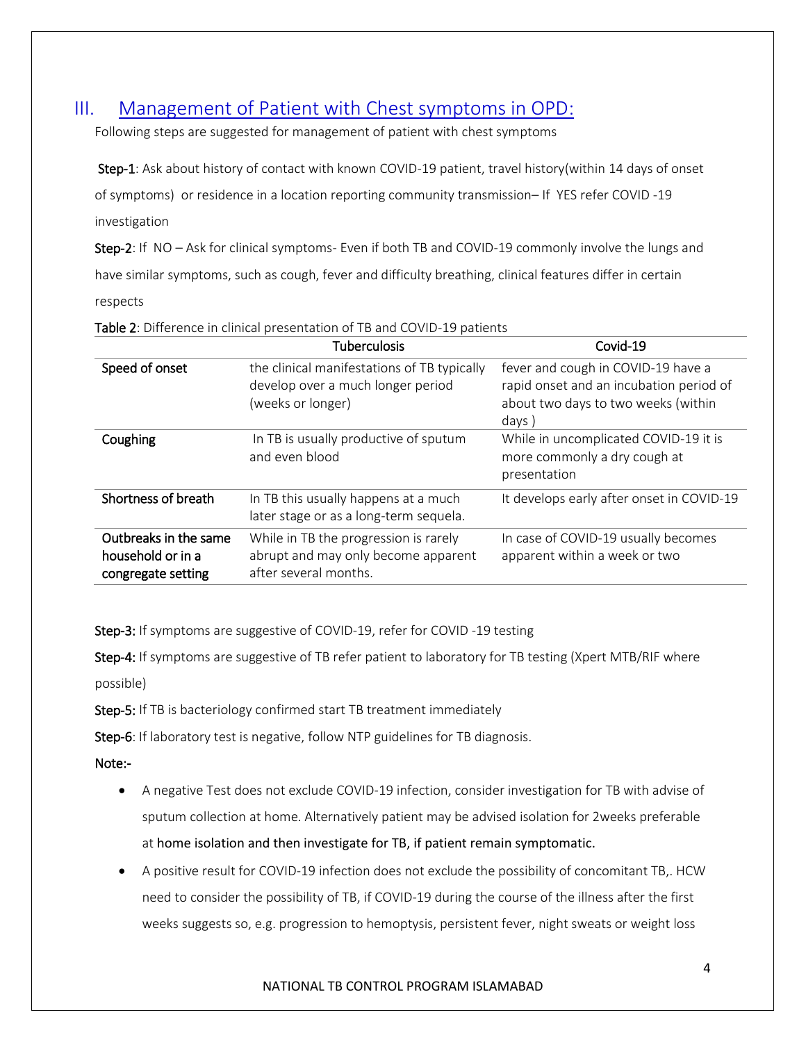## III. Management of Patient with Chest symptoms in OPD:

Following steps are suggested for management of patient with chest symptoms

**Step-1**: Ask about history of contact with known COVID-19 patient, travel history(within 14 days of onset of symptoms) or residence in a location reporting community transmission– If YES refer COVID -19 investigation

**Step-2**: If NO – Ask for clinical symptoms- Even if both TB and COVID-19 commonly involve the lungs and have similar symptoms, such as cough, fever and difficulty breathing, clinical features differ in certain respects

**Table 2**: Difference in clinical presentation of TB and COVID-19 patients

| | Tuberculosis | Covid-19 |
|---|---|---|
| Speed of onset | the clinical manifestations of TB typically develop over a much longer period (weeks or longer) | fever and cough in COVID-19 have a rapid onset and an incubation period of about two days to two weeks (within days ) |
| Coughing | In TB is usually productive of sputum and even blood | While in uncomplicated COVID-19 it is more commonly a dry cough at presentation |
| Shortness of breath | In TB this usually happens at a much later stage or as a long-term sequela. | It develops early after onset in COVID-19 |
| Outbreaks in the same household or in a congregate setting | While in TB the progression is rarely abrupt and may only become apparent after several months. | In case of COVID-19 usually becomes apparent within a week or two |

**Step-3:** If symptoms are suggestive of COVID-19, refer for COVID -19 testing

**Step-4:** If symptoms are suggestive of TB refer patient to laboratory for TB testing (Xpert MTB/RIF where possible)

**Step-5:** If TB is bacteriology confirmed start TB treatment immediately

**Step-6**: If laboratory test is negative, follow NTP guidelines for TB diagnosis.

**Note:-**

- A negative Test does not exclude COVID-19 infection, consider investigation for TB with advise of sputum collection at home. Alternatively patient may be advised isolation for 2weeks preferable at home isolation and then investigate for TB, if patient remain symptomatic.
- A positive result for COVID-19 infection does not exclude the possibility of concomitant TB,. HCW need to consider the possibility of TB, if COVID-19 during the course of the illness after the first weeks suggests so, e.g. progression to hemoptysis, persistent fever, night sweats or weight loss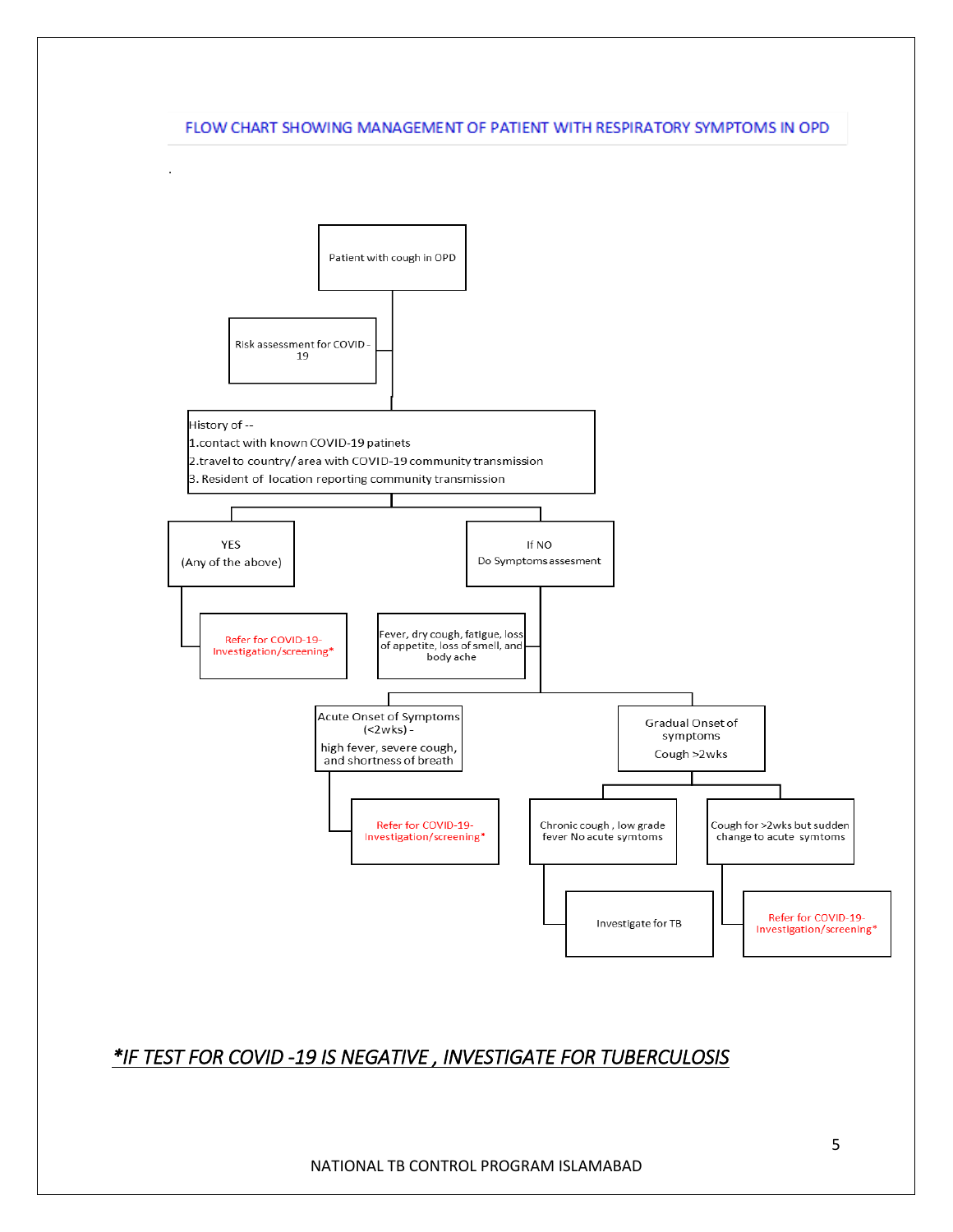## FLOW CHART SHOWING MANAGEMENT OF PATIENT WITH RESPIRATORY SYMPTOMS IN OPD

.

Patient with cough in OPD

Risk assessment for COVID - 19

History of --
1.contact with known COVID-19 patinets
2.travel to country/ area with COVID-19 community transmission
3. Resident of location reporting community transmission

YES
(Any of the above)

Refer for COVID-19- Investigation/screening*

If NO
Do Symptoms assesment

Fever, dry cough, fatigue, loss of appetite, loss of smell, and body ache

Acute Onset of Symptoms (<2wks) -
high fever, severe cough, and shortness of breath

Refer for COVID-19- Investigation/screening*

Gradual Onset of symptoms
Cough >2wks

Chronic cough , low grade fever No acute symtoms

Investigate for TB

Cough for >2wks but sudden change to acute symtoms

Refer for COVID-19- Investigation/screening*

***IF TEST FOR COVID -19 IS NEGATIVE , INVESTIGATE FOR TUBERCULOSIS***

NATIONAL TB CONTROL PROGRAM ISLAMABAD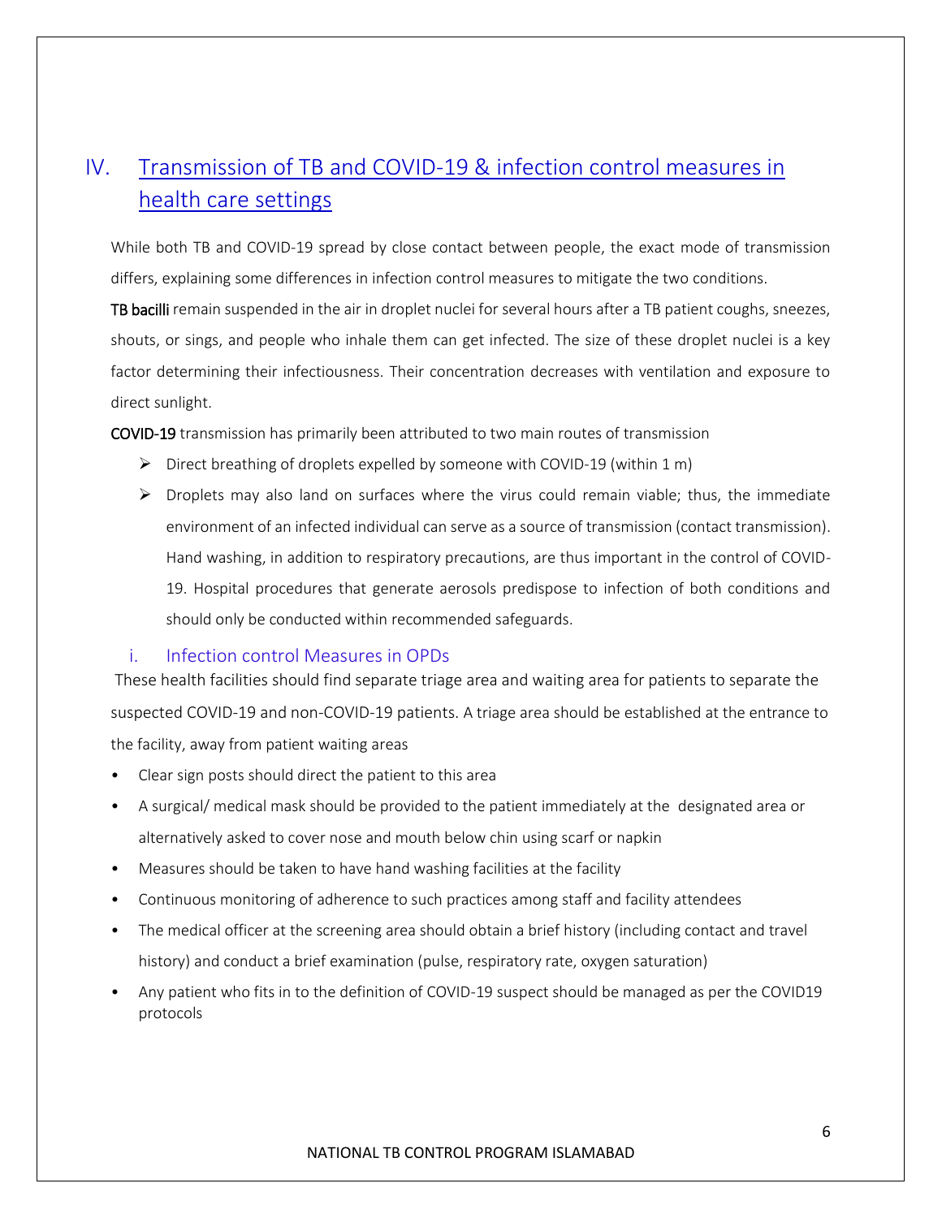## IV. Transmission of TB and COVID-19 & infection control measures in health care settings

While both TB and COVID-19 spread by close contact between people, the exact mode of transmission differs, explaining some differences in infection control measures to mitigate the two conditions.

**TB bacilli** remain suspended in the air in droplet nuclei for several hours after a TB patient coughs, sneezes, shouts, or sings, and people who inhale them can get infected. The size of these droplet nuclei is a key factor determining their infectiousness. Their concentration decreases with ventilation and exposure to direct sunlight.

**COVID-19** transmission has primarily been attributed to two main routes of transmission

- Direct breathing of droplets expelled by someone with COVID-19 (within 1 m)
- Droplets may also land on surfaces where the virus could remain viable; thus, the immediate environment of an infected individual can serve as a source of transmission (contact transmission). Hand washing, in addition to respiratory precautions, are thus important in the control of COVID-19. Hospital procedures that generate aerosols predispose to infection of both conditions and should only be conducted within recommended safeguards.

### i. Infection control Measures in OPDs

These health facilities should find separate triage area and waiting area for patients to separate the suspected COVID-19 and non-COVID-19 patients. A triage area should be established at the entrance to the facility, away from patient waiting areas

- Clear sign posts should direct the patient to this area
- A surgical/ medical mask should be provided to the patient immediately at the designated area or alternatively asked to cover nose and mouth below chin using scarf or napkin
- Measures should be taken to have hand washing facilities at the facility
- Continuous monitoring of adherence to such practices among staff and facility attendees
- The medical officer at the screening area should obtain a brief history (including contact and travel history) and conduct a brief examination (pulse, respiratory rate, oxygen saturation)
- Any patient who fits in to the definition of COVID-19 suspect should be managed as per the COVID19 protocols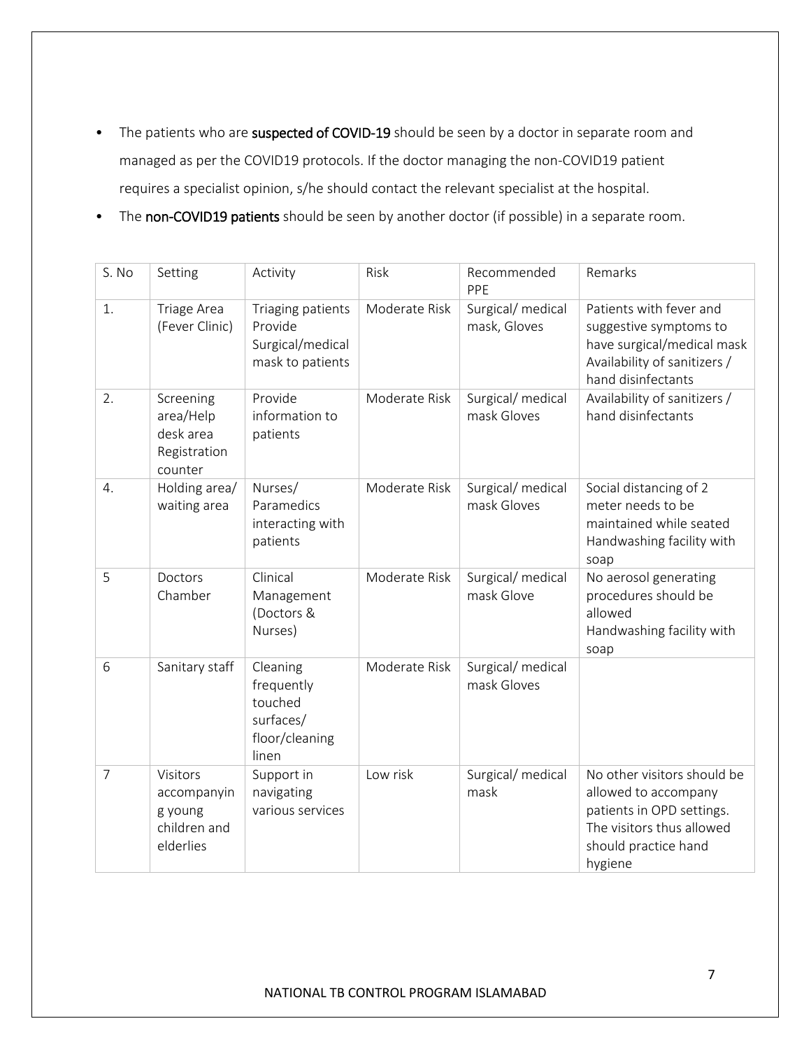- The patients who are **suspected of COVID-19** should be seen by a doctor in separate room and managed as per the COVID19 protocols. If the doctor managing the non-COVID19 patient requires a specialist opinion, s/he should contact the relevant specialist at the hospital.
- The **non-COVID19 patients** should be seen by another doctor (if possible) in a separate room.

| S. No | Setting | Activity | Risk | Recommended PPE | Remarks |
|---|---|---|---|---|---|
| 1. | Triage Area (Fever Clinic) | Triaging patients Provide Surgical/medical mask to patients | Moderate Risk | Surgical/ medical mask, Gloves | Patients with fever and suggestive symptoms to have surgical/medical mask Availability of sanitizers / hand disinfectants |
| 2. | Screening area/Help desk area Registration counter | Provide information to patients | Moderate Risk | Surgical/ medical mask Gloves | Availability of sanitizers / hand disinfectants |
| 4. | Holding area/ waiting area | Nurses/ Paramedics interacting with patients | Moderate Risk | Surgical/ medical mask Gloves | Social distancing of 2 meter needs to be maintained while seated Handwashing facility with soap |
| 5 | Doctors Chamber | Clinical Management (Doctors & Nurses) | Moderate Risk | Surgical/ medical mask Glove | No aerosol generating procedures should be allowed Handwashing facility with soap |
| 6 | Sanitary staff | Cleaning frequently touched surfaces/ floor/cleaning linen | Moderate Risk | Surgical/ medical mask Gloves | |
| 7 | Visitors accompanying young children and elderlies | Support in navigating various services | Low risk | Surgical/ medical mask | No other visitors should be allowed to accompany patients in OPD settings. The visitors thus allowed should practice hand hygiene |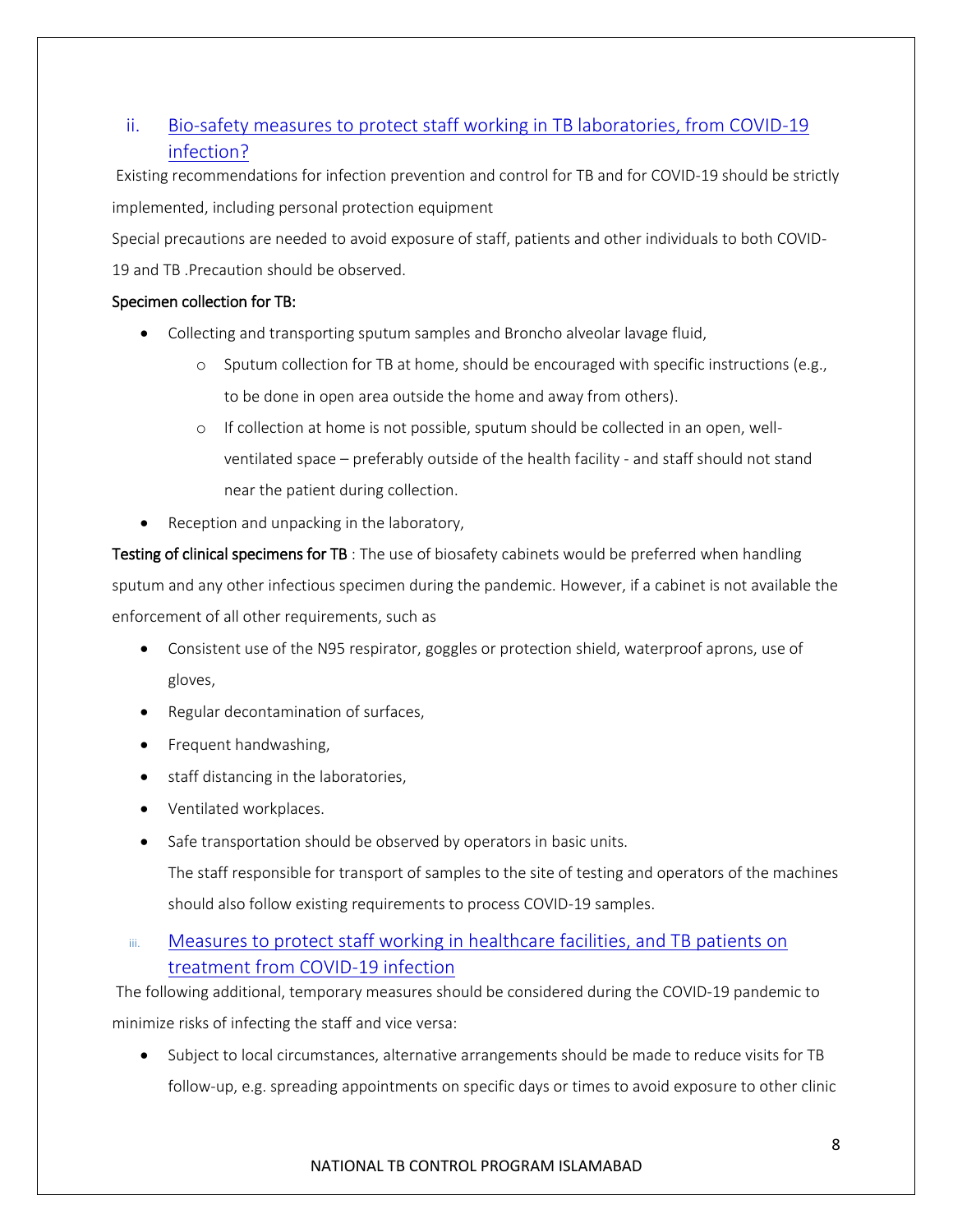### ii. Bio-safety measures to protect staff working in TB laboratories, from COVID-19 infection?

Existing recommendations for infection prevention and control for TB and for COVID-19 should be strictly implemented, including personal protection equipment

Special precautions are needed to avoid exposure of staff, patients and other individuals to both COVID-19 and TB .Precaution should be observed.

**Specimen collection for TB:**

- Collecting and transporting sputum samples and Broncho alveolar lavage fluid,
  - Sputum collection for TB at home, should be encouraged with specific instructions (e.g., to be done in open area outside the home and away from others).
  - If collection at home is not possible, sputum should be collected in an open, well-ventilated space – preferably outside of the health facility - and staff should not stand near the patient during collection.
- Reception and unpacking in the laboratory,

**Testing of clinical specimens for TB** : The use of biosafety cabinets would be preferred when handling sputum and any other infectious specimen during the pandemic. However, if a cabinet is not available the enforcement of all other requirements, such as

- Consistent use of the N95 respirator, goggles or protection shield, waterproof aprons, use of gloves,
- Regular decontamination of surfaces,
- Frequent handwashing,
- staff distancing in the laboratories,
- Ventilated workplaces.
- Safe transportation should be observed by operators in basic units.

  The staff responsible for transport of samples to the site of testing and operators of the machines should also follow existing requirements to process COVID-19 samples.

### iii. Measures to protect staff working in healthcare facilities, and TB patients on treatment from COVID-19 infection

The following additional, temporary measures should be considered during the COVID-19 pandemic to minimize risks of infecting the staff and vice versa:

- Subject to local circumstances, alternative arrangements should be made to reduce visits for TB follow-up, e.g. spreading appointments on specific days or times to avoid exposure to other clinic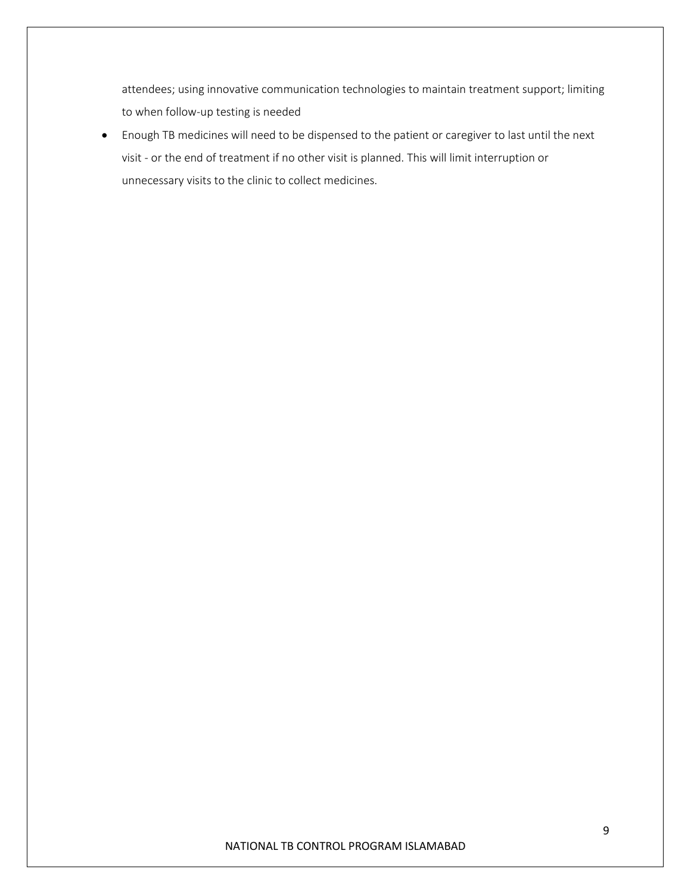attendees; using innovative communication technologies to maintain treatment support; limiting to when follow-up testing is needed

- Enough TB medicines will need to be dispensed to the patient or caregiver to last until the next visit - or the end of treatment if no other visit is planned. This will limit interruption or unnecessary visits to the clinic to collect medicines.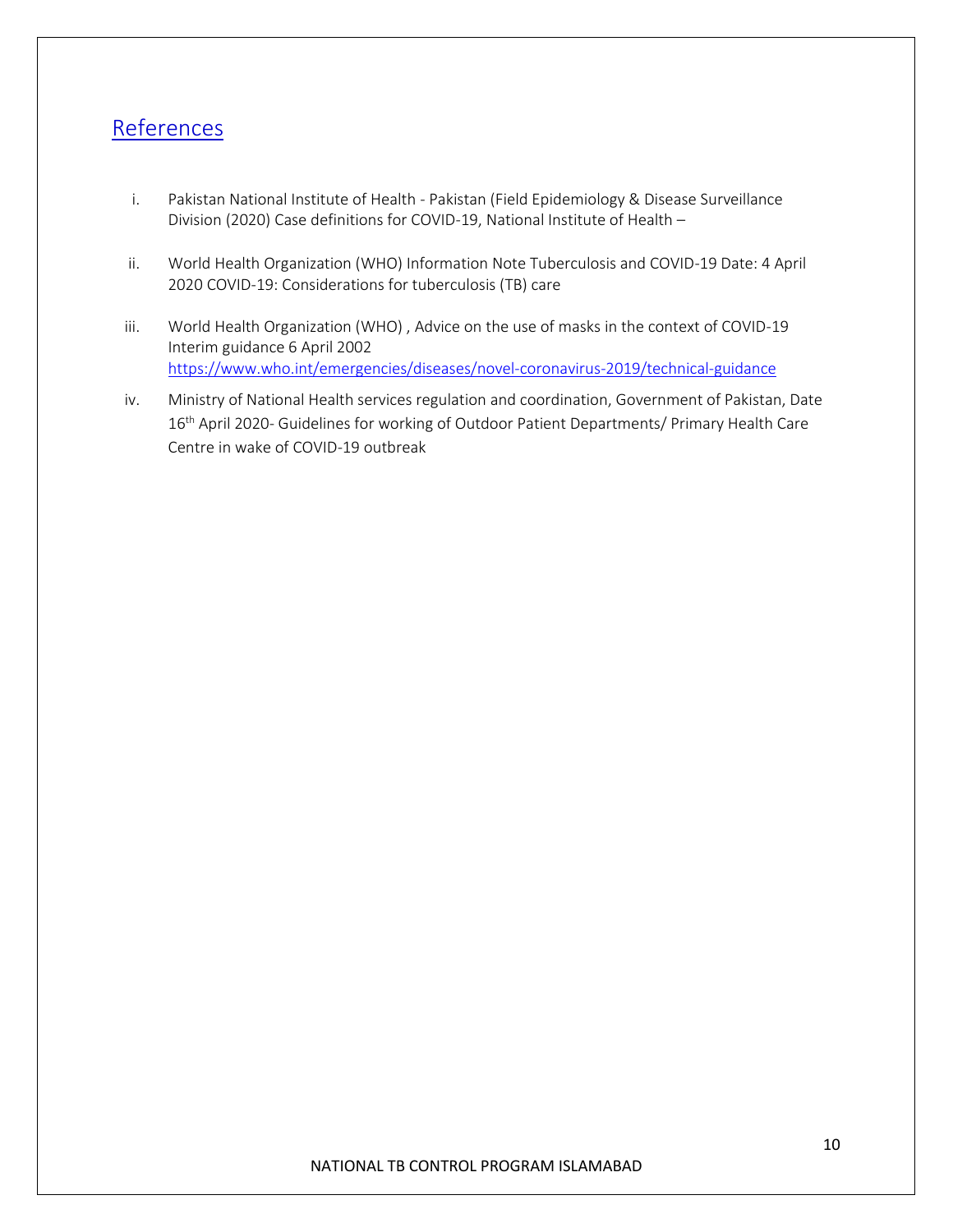## References

i. Pakistan National Institute of Health - Pakistan (Field Epidemiology & Disease Surveillance Division (2020) Case definitions for COVID-19, National Institute of Health –

ii. World Health Organization (WHO) Information Note Tuberculosis and COVID-19 Date: 4 April 2020 COVID-19: Considerations for tuberculosis (TB) care

iii. World Health Organization (WHO) , Advice on the use of masks in the context of COVID-19 Interim guidance 6 April 2002 https://www.who.int/emergencies/diseases/novel-coronavirus-2019/technical-guidance

iv. Ministry of National Health services regulation and coordination, Government of Pakistan, Date 16th April 2020- Guidelines for working of Outdoor Patient Departments/ Primary Health Care Centre in wake of COVID-19 outbreak